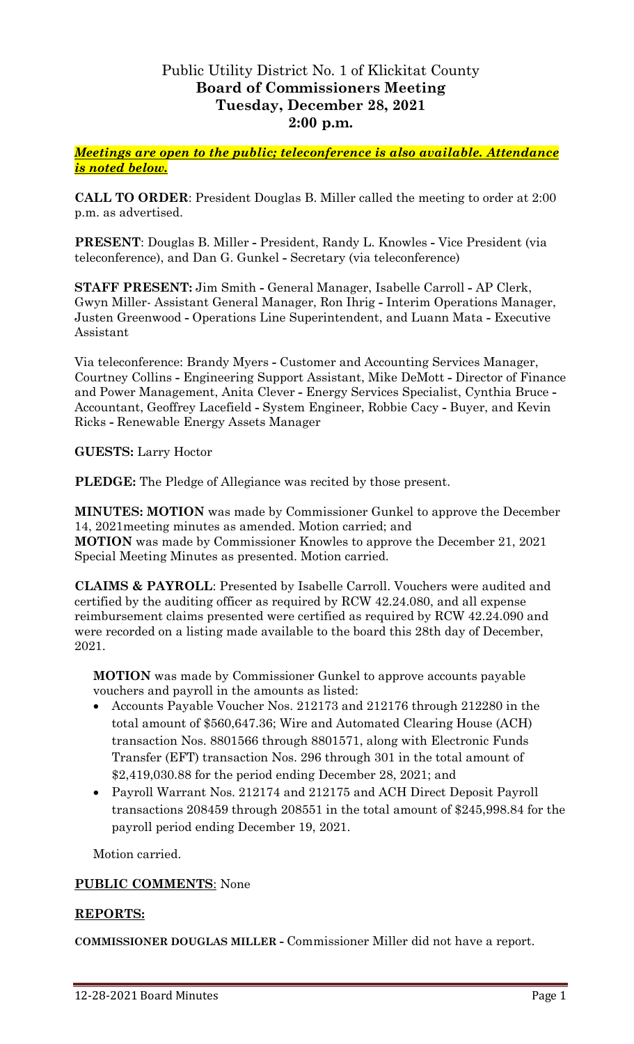# Public Utility District No. 1 of Klickitat County
## Board of Commissioners Meeting
## Tuesday, December 28, 2021
## 2:00 p.m.

***Meetings are open to the public; teleconference is also available. Attendance is noted below.***

**CALL TO ORDER**: President Douglas B. Miller called the meeting to order at 2:00 p.m. as advertised.

**PRESENT**: Douglas B. Miller - President, Randy L. Knowles - Vice President (via teleconference), and Dan G. Gunkel - Secretary (via teleconference)

**STAFF PRESENT:** Jim Smith - General Manager, Isabelle Carroll - AP Clerk, Gwyn Miller- Assistant General Manager, Ron Ihrig - Interim Operations Manager, Justen Greenwood - Operations Line Superintendent, and Luann Mata - Executive Assistant

Via teleconference: Brandy Myers - Customer and Accounting Services Manager, Courtney Collins - Engineering Support Assistant, Mike DeMott - Director of Finance and Power Management, Anita Clever - Energy Services Specialist, Cynthia Bruce - Accountant, Geoffrey Lacefield - System Engineer, Robbie Cacy - Buyer, and Kevin Ricks - Renewable Energy Assets Manager

**GUESTS:** Larry Hoctor

**PLEDGE:** The Pledge of Allegiance was recited by those present.

**MINUTES: MOTION** was made by Commissioner Gunkel to approve the December 14, 2021meeting minutes as amended. Motion carried; and
**MOTION** was made by Commissioner Knowles to approve the December 21, 2021 Special Meeting Minutes as presented. Motion carried.

**CLAIMS & PAYROLL**: Presented by Isabelle Carroll. Vouchers were audited and certified by the auditing officer as required by RCW 42.24.080, and all expense reimbursement claims presented were certified as required by RCW 42.24.090 and were recorded on a listing made available to the board this 28th day of December, 2021.

**MOTION** was made by Commissioner Gunkel to approve accounts payable vouchers and payroll in the amounts as listed:

- Accounts Payable Voucher Nos. 212173 and 212176 through 212280 in the total amount of $560,647.36; Wire and Automated Clearing House (ACH) transaction Nos. 8801566 through 8801571, along with Electronic Funds Transfer (EFT) transaction Nos. 296 through 301 in the total amount of $2,419,030.88 for the period ending December 28, 2021; and
- Payroll Warrant Nos. 212174 and 212175 and ACH Direct Deposit Payroll transactions 208459 through 208551 in the total amount of $245,998.84 for the payroll period ending December 19, 2021.

Motion carried.

**PUBLIC COMMENTS**: None

**REPORTS:**

**COMMISSIONER DOUGLAS MILLER -** Commissioner Miller did not have a report.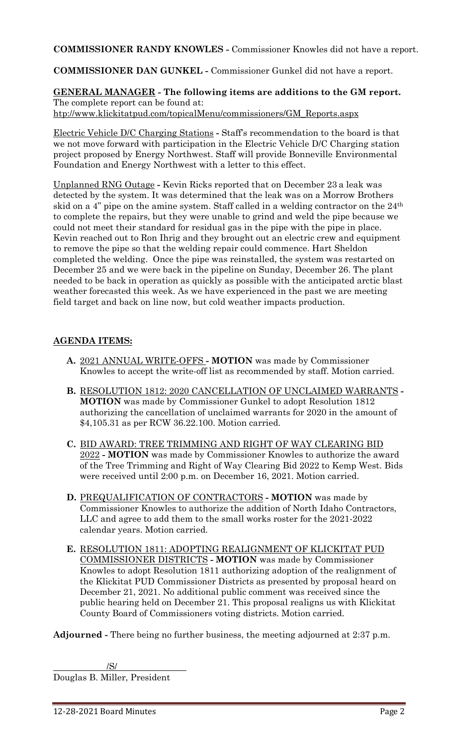**COMMISSIONER RANDY KNOWLES -** Commissioner Knowles did not have a report.

**COMMISSIONER DAN GUNKEL -** Commissioner Gunkel did not have a report.

**GENERAL MANAGER - The following items are additions to the GM report.** The complete report can be found at: htp://www.klickitatpud.com/topicalMenu/commissioners/GM_Reports.aspx

Electric Vehicle D/C Charging Stations **-** Staff's recommendation to the board is that we not move forward with participation in the Electric Vehicle D/C Charging station project proposed by Energy Northwest. Staff will provide Bonneville Environmental Foundation and Energy Northwest with a letter to this effect.

Unplanned RNG Outage **-** Kevin Ricks reported that on December 23 a leak was detected by the system. It was determined that the leak was on a Morrow Brothers skid on a 4" pipe on the amine system. Staff called in a welding contractor on the 24th to complete the repairs, but they were unable to grind and weld the pipe because we could not meet their standard for residual gas in the pipe with the pipe in place. Kevin reached out to Ron Ihrig and they brought out an electric crew and equipment to remove the pipe so that the welding repair could commence. Hart Sheldon completed the welding. Once the pipe was reinstalled, the system was restarted on December 25 and we were back in the pipeline on Sunday, December 26. The plant needed to be back in operation as quickly as possible with the anticipated arctic blast weather forecasted this week. As we have experienced in the past we are meeting field target and back on line now, but cold weather impacts production.

## AGENDA ITEMS:

**A.** 2021 ANNUAL WRITE-OFFS **- MOTION** was made by Commissioner Knowles to accept the write-off list as recommended by staff. Motion carried.

**B.** RESOLUTION 1812: 2020 CANCELLATION OF UNCLAIMED WARRANTS **- MOTION** was made by Commissioner Gunkel to adopt Resolution 1812 authorizing the cancellation of unclaimed warrants for 2020 in the amount of $4,105.31 as per RCW 36.22.100. Motion carried.

**C.** BID AWARD: TREE TRIMMING AND RIGHT OF WAY CLEARING BID 2022 **- MOTION** was made by Commissioner Knowles to authorize the award of the Tree Trimming and Right of Way Clearing Bid 2022 to Kemp West. Bids were received until 2:00 p.m. on December 16, 2021. Motion carried.

**D.** PREQUALIFICATION OF CONTRACTORS **- MOTION** was made by Commissioner Knowles to authorize the addition of North Idaho Contractors, LLC and agree to add them to the small works roster for the 2021-2022 calendar years. Motion carried.

**E.** RESOLUTION 1811: ADOPTING REALIGNMENT OF KLICKITAT PUD COMMISSIONER DISTRICTS **- MOTION** was made by Commissioner Knowles to adopt Resolution 1811 authorizing adoption of the realignment of the Klickitat PUD Commissioner Districts as presented by proposal heard on December 21, 2021. No additional public comment was received since the public hearing held on December 21. This proposal realigns us with Klickitat County Board of Commissioners voting districts. Motion carried.

**Adjourned -** There being no further business, the meeting adjourned at 2:37 p.m.

/S/

Douglas B. Miller, President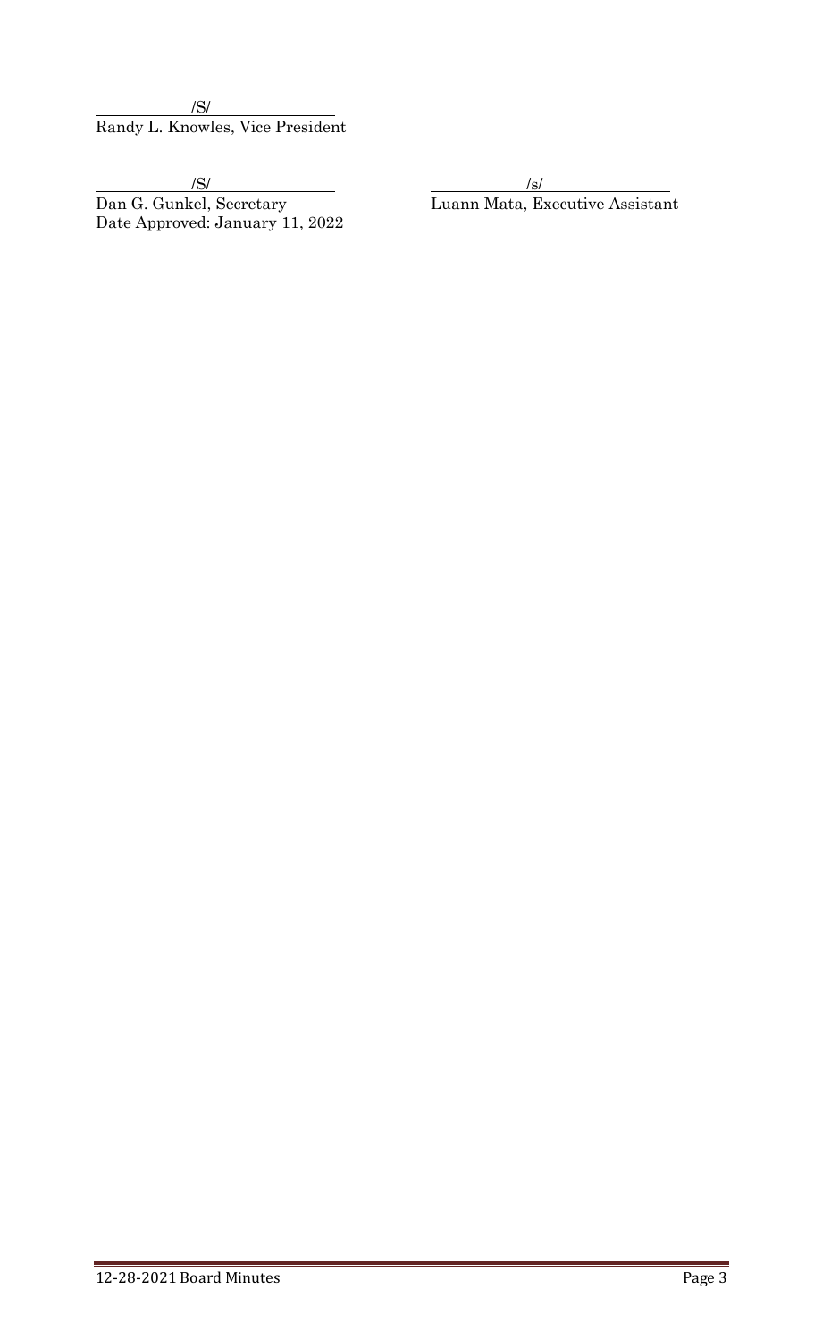/S/

Randy L. Knowles, Vice President

/S/

Dan G. Gunkel, Secretary

Date Approved: January 11, 2022

/s/

Luann Mata, Executive Assistant